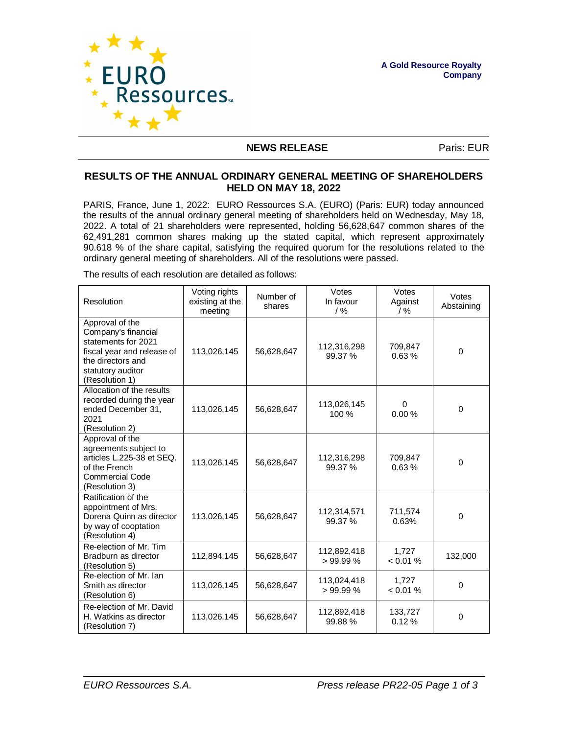A Gold Resource Royalty Company

**NEWS RELEASE** Paris: EUR

## RESULTS OF THE ANNUAL ORDINARY GENERAL MEETING OF SHAREHOLDERS HELD ON MAY 18, 2022

PARIS, France, June 1, 2022: EURO Ressources S.A. (EURO) (Paris: EUR) today announced the results of the annual ordinary general meeting of shareholders held on Wednesday, May 18, 2022. A total of 21 shareholders were represented, holding 56,628,647 common shares of the 62,491,281 common shares making up the stated capital, which represent approximately 90.618 % of the share capital, satisfying the required quorum for the resolutions related to the ordinary general meeting of shareholders. All of the resolutions were passed.

The results of each resolution are detailed as follows:

| Resolution | Voting rights existing at the meeting | Number of shares | Votes In favour / % | Votes Against / % | Votes Abstaining |
|---|---|---|---|---|---|
| Approval of the Company's financial statements for 2021 fiscal year and release of the directors and statutory auditor (Resolution 1) | 113,026,145 | 56,628,647 | 112,316,298 99.37 % | 709,847 0.63 % | 0 |
| Allocation of the results recorded during the year ended December 31, 2021 (Resolution 2) | 113,026,145 | 56,628,647 | 113,026,145 100 % | 0 0.00 % | 0 |
| Approval of the agreements subject to articles L.225-38 et SEQ. of the French Commercial Code (Resolution 3) | 113,026,145 | 56,628,647 | 112,316,298 99.37 % | 709,847 0.63 % | 0 |
| Ratification of the appointment of Mrs. Dorena Quinn as director by way of cooptation (Resolution 4) | 113,026,145 | 56,628,647 | 112,314,571 99.37 % | 711,574 0.63% | 0 |
| Re-election of Mr. Tim Bradburn as director (Resolution 5) | 112,894,145 | 56,628,647 | 112,892,418 > 99.99 % | 1,727 < 0.01 % | 132,000 |
| Re-election of Mr. Ian Smith as director (Resolution 6) | 113,026,145 | 56,628,647 | 113,024,418 > 99.99 % | 1,727 < 0.01 % | 0 |
| Re-election of Mr. David H. Watkins as director (Resolution 7) | 113,026,145 | 56,628,647 | 112,892,418 99.88 % | 133,727 0.12 % | 0 |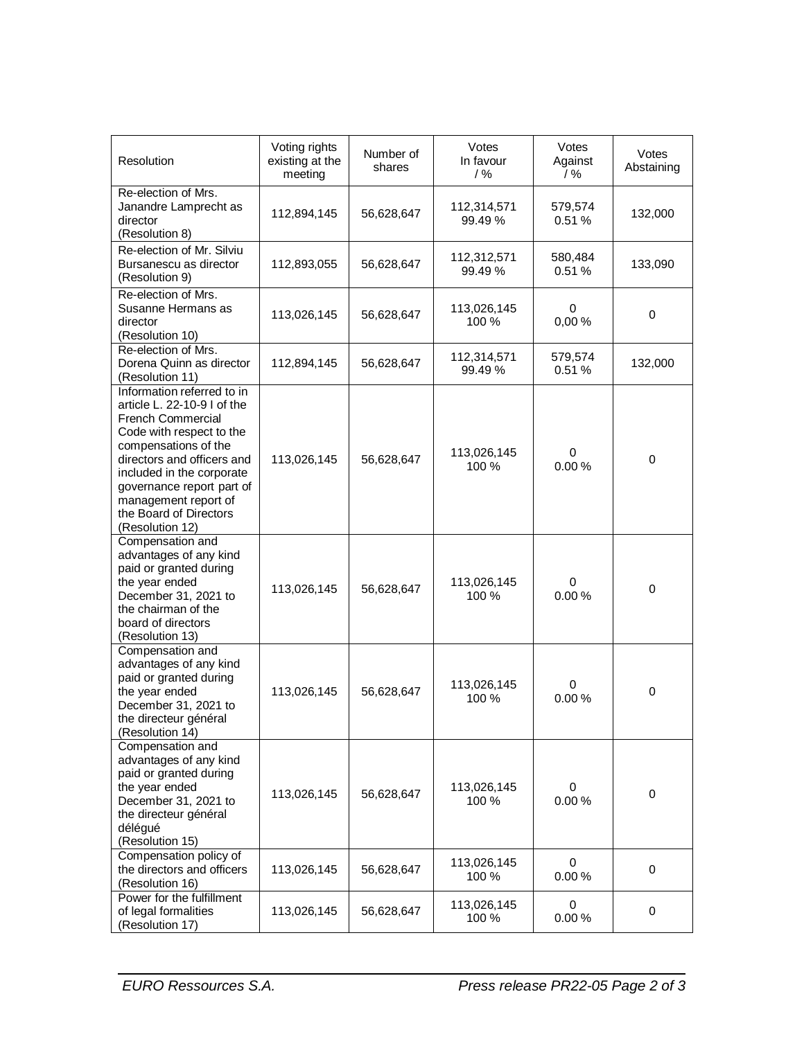| Resolution | Voting rights existing at the meeting | Number of shares | Votes In favour / % | Votes Against / % | Votes Abstaining |
|---|---|---|---|---|---|
| Re-election of Mrs. Janandre Lamprecht as director (Resolution 8) | 112,894,145 | 56,628,647 | 112,314,571 99.49 % | 579,574 0.51 % | 132,000 |
| Re-election of Mr. Silviu Bursanescu as director (Resolution 9) | 112,893,055 | 56,628,647 | 112,312,571 99.49 % | 580,484 0.51 % | 133,090 |
| Re-election of Mrs. Susanne Hermans as director (Resolution 10) | 113,026,145 | 56,628,647 | 113,026,145 100 % | 0 0,00 % | 0 |
| Re-election of Mrs. Dorena Quinn as director (Resolution 11) | 112,894,145 | 56,628,647 | 112,314,571 99.49 % | 579,574 0.51 % | 132,000 |
| Information referred to in article L. 22-10-9 I of the French Commercial Code with respect to the compensations of the directors and officers and included in the corporate governance report part of management report of the Board of Directors (Resolution 12) | 113,026,145 | 56,628,647 | 113,026,145 100 % | 0 0.00 % | 0 |
| Compensation and advantages of any kind paid or granted during the year ended December 31, 2021 to the chairman of the board of directors (Resolution 13) | 113,026,145 | 56,628,647 | 113,026,145 100 % | 0 0.00 % | 0 |
| Compensation and advantages of any kind paid or granted during the year ended December 31, 2021 to the directeur général (Resolution 14) | 113,026,145 | 56,628,647 | 113,026,145 100 % | 0 0.00 % | 0 |
| Compensation and advantages of any kind paid or granted during the year ended December 31, 2021 to the directeur général délégué (Resolution 15) | 113,026,145 | 56,628,647 | 113,026,145 100 % | 0 0.00 % | 0 |
| Compensation policy of the directors and officers (Resolution 16) | 113,026,145 | 56,628,647 | 113,026,145 100 % | 0 0.00 % | 0 |
| Power for the fulfillment of legal formalities (Resolution 17) | 113,026,145 | 56,628,647 | 113,026,145 100 % | 0 0.00 % | 0 |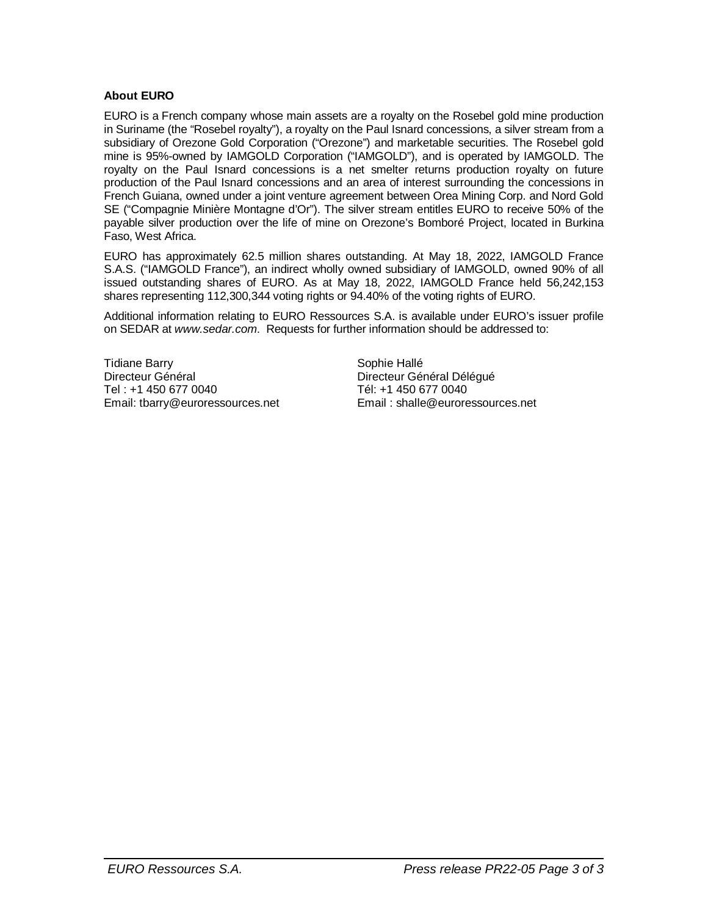**About EURO**

EURO is a French company whose main assets are a royalty on the Rosebel gold mine production in Suriname (the “Rosebel royalty”), a royalty on the Paul Isnard concessions, a silver stream from a subsidiary of Orezone Gold Corporation (“Orezone”) and marketable securities. The Rosebel gold mine is 95%-owned by IAMGOLD Corporation (“IAMGOLD”), and is operated by IAMGOLD. The royalty on the Paul Isnard concessions is a net smelter returns production royalty on future production of the Paul Isnard concessions and an area of interest surrounding the concessions in French Guiana, owned under a joint venture agreement between Orea Mining Corp. and Nord Gold SE (“Compagnie Minière Montagne d’Or”). The silver stream entitles EURO to receive 50% of the payable silver production over the life of mine on Orezone’s Bomboré Project, located in Burkina Faso, West Africa.

EURO has approximately 62.5 million shares outstanding. At May 18, 2022, IAMGOLD France S.A.S. (“IAMGOLD France”), an indirect wholly owned subsidiary of IAMGOLD, owned 90% of all issued outstanding shares of EURO. As at May 18, 2022, IAMGOLD France held 56,242,153 shares representing 112,300,344 voting rights or 94.40% of the voting rights of EURO.

Additional information relating to EURO Ressources S.A. is available under EURO’s issuer profile on SEDAR at *www.sedar.com*. Requests for further information should be addressed to:

Tidiane Barry
Directeur Général
Tel : +1 450 677 0040
Email: tbarry@euroressources.net

Sophie Hallé
Directeur Général Délégué
Tél: +1 450 677 0040
Email : shalle@euroressources.net